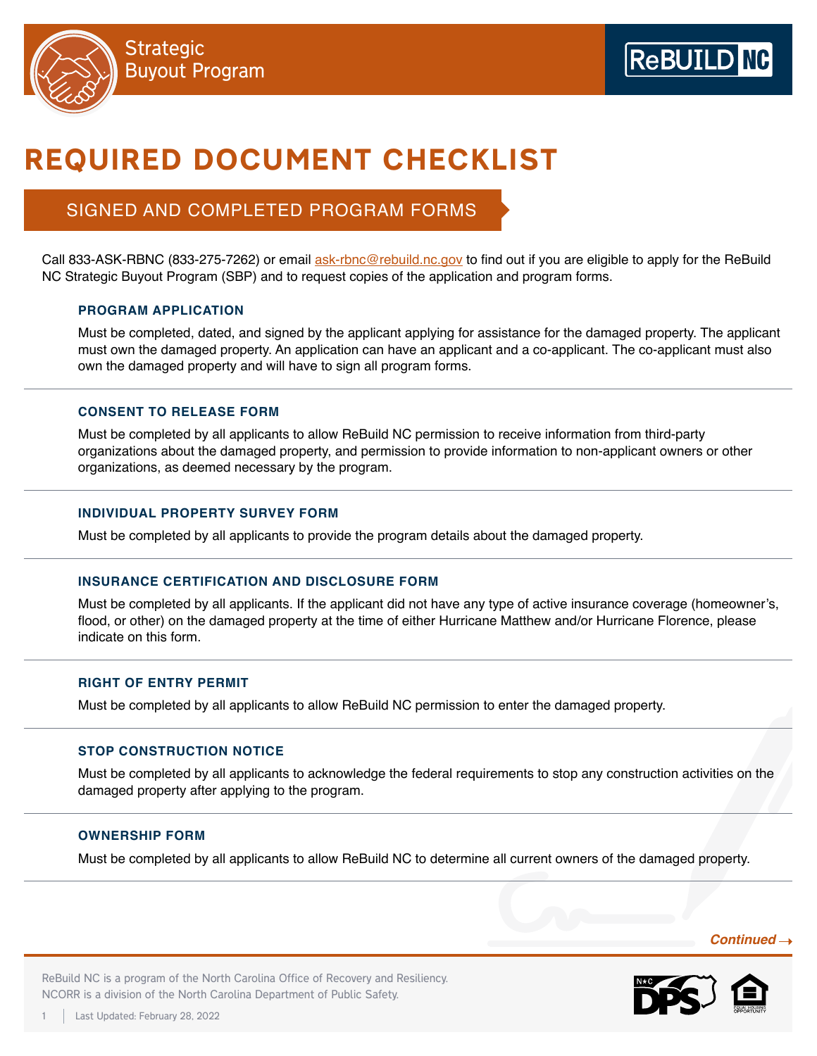Strategic Buyout Program

ReBUILD NC

# REQUIRED DOCUMENT CHECKLIST

## SIGNED AND COMPLETED PROGRAM FORMS

Call 833-ASK-RBNC (833-275-7262) or email ask-rbnc@rebuild.nc.gov to find out if you are eligible to apply for the ReBuild NC Strategic Buyout Program (SBP) and to request copies of the application and program forms.

### PROGRAM APPLICATION

Must be completed, dated, and signed by the applicant applying for assistance for the damaged property. The applicant must own the damaged property. An application can have an applicant and a co-applicant. The co-applicant must also own the damaged property and will have to sign all program forms.

### CONSENT TO RELEASE FORM

Must be completed by all applicants to allow ReBuild NC permission to receive information from third-party organizations about the damaged property, and permission to provide information to non-applicant owners or other organizations, as deemed necessary by the program.

### INDIVIDUAL PROPERTY SURVEY FORM

Must be completed by all applicants to provide the program details about the damaged property.

### INSURANCE CERTIFICATION AND DISCLOSURE FORM

Must be completed by all applicants. If the applicant did not have any type of active insurance coverage (homeowner's, flood, or other) on the damaged property at the time of either Hurricane Matthew and/or Hurricane Florence, please indicate on this form.

### RIGHT OF ENTRY PERMIT

Must be completed by all applicants to allow ReBuild NC permission to enter the damaged property.

### STOP CONSTRUCTION NOTICE

Must be completed by all applicants to acknowledge the federal requirements to stop any construction activities on the damaged property after applying to the program.

### OWNERSHIP FORM

Must be completed by all applicants to allow ReBuild NC to determine all current owners of the damaged property.

*Continued →*

ReBuild NC is a program of the North Carolina Office of Recovery and Resiliency. NCORR is a division of the North Carolina Department of Public Safety.

Last Updated: February 28, 2022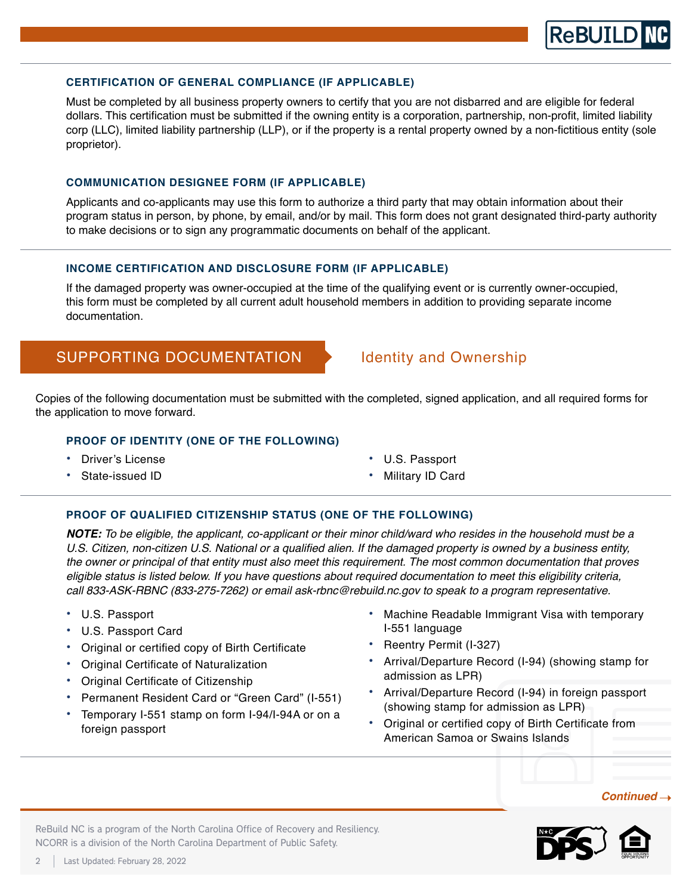### CERTIFICATION OF GENERAL COMPLIANCE (IF APPLICABLE)

Must be completed by all business property owners to certify that you are not disbarred and are eligible for federal dollars. This certification must be submitted if the owning entity is a corporation, partnership, non-profit, limited liability corp (LLC), limited liability partnership (LLP), or if the property is a rental property owned by a non-fictitious entity (sole proprietor).

### COMMUNICATION DESIGNEE FORM (IF APPLICABLE)

Applicants and co-applicants may use this form to authorize a third party that may obtain information about their program status in person, by phone, by email, and/or by mail. This form does not grant designated third-party authority to make decisions or to sign any programmatic documents on behalf of the applicant.

### INCOME CERTIFICATION AND DISCLOSURE FORM (IF APPLICABLE)

If the damaged property was owner-occupied at the time of the qualifying event or is currently owner-occupied, this form must be completed by all current adult household members in addition to providing separate income documentation.

## SUPPORTING DOCUMENTATION — Identity and Ownership

Copies of the following documentation must be submitted with the completed, signed application, and all required forms for the application to move forward.

### PROOF OF IDENTITY (ONE OF THE FOLLOWING)

- Driver's License
- State-issued ID
- U.S. Passport
- Military ID Card

### PROOF OF QUALIFIED CITIZENSHIP STATUS (ONE OF THE FOLLOWING)

***NOTE:*** *To be eligible, the applicant, co-applicant or their minor child/ward who resides in the household must be a U.S. Citizen, non-citizen U.S. National or a qualified alien. If the damaged property is owned by a business entity, the owner or principal of that entity must also meet this requirement. The most common documentation that proves eligible status is listed below. If you have questions about required documentation to meet this eligibility criteria, call 833-ASK-RBNC (833-275-7262) or email ask-rbnc@rebuild.nc.gov to speak to a program representative.*

- U.S. Passport
- U.S. Passport Card
- Original or certified copy of Birth Certificate
- Original Certificate of Naturalization
- Original Certificate of Citizenship
- Permanent Resident Card or "Green Card" (I-551)
- Temporary I-551 stamp on form I-94/I-94A or on a foreign passport
- Machine Readable Immigrant Visa with temporary I-551 language
- Reentry Permit (I-327)
- Arrival/Departure Record (I-94) (showing stamp for admission as LPR)
- Arrival/Departure Record (I-94) in foreign passport (showing stamp for admission as LPR)
- Original or certified copy of Birth Certificate from American Samoa or Swains Islands

*Continued →*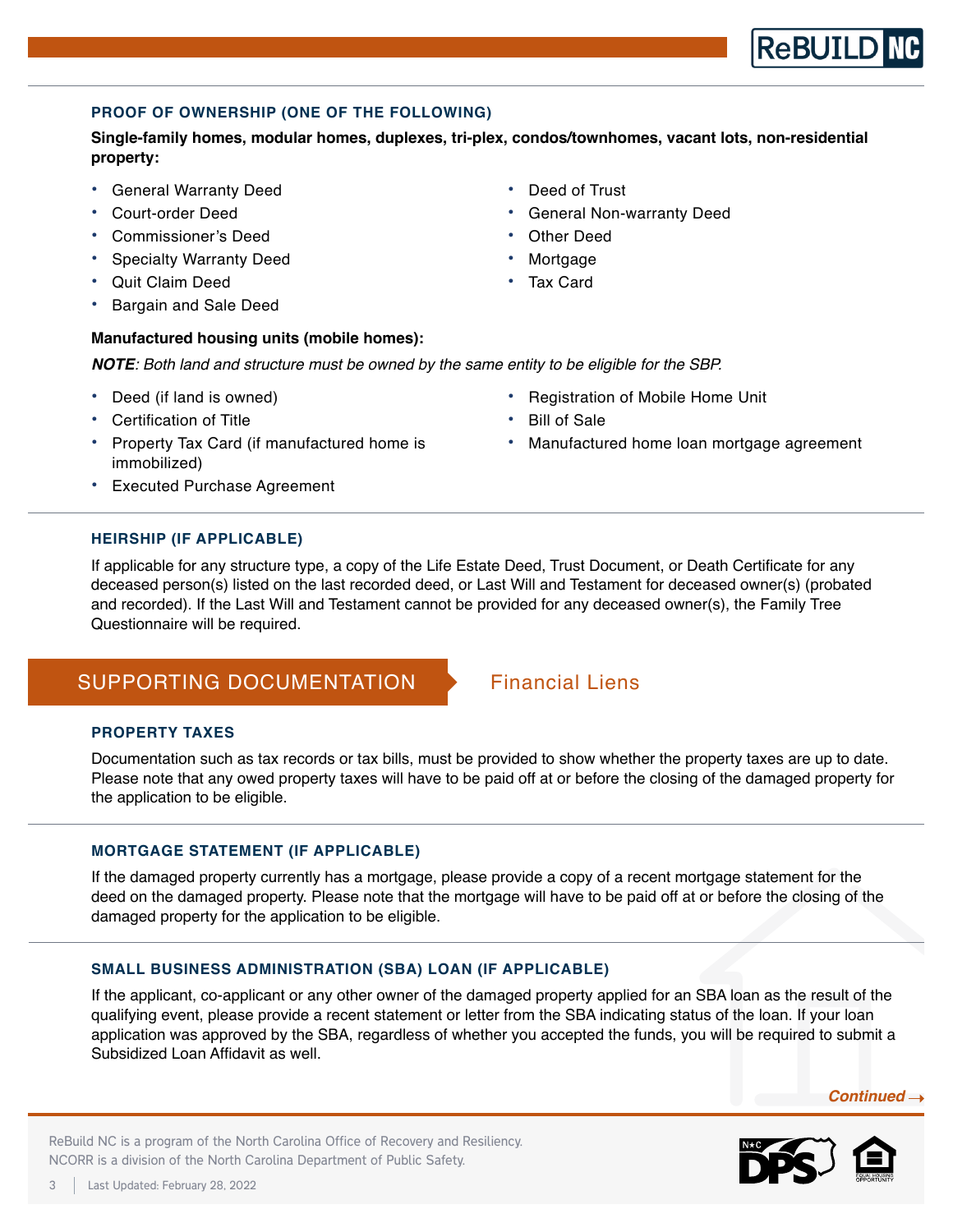### PROOF OF OWNERSHIP (ONE OF THE FOLLOWING)

**Single-family homes, modular homes, duplexes, tri-plex, condos/townhomes, vacant lots, non-residential property:**

- General Warranty Deed
- Court-order Deed
- Commissioner's Deed
- Specialty Warranty Deed
- Quit Claim Deed
- Bargain and Sale Deed
- Deed of Trust
- General Non-warranty Deed
- Other Deed
- Mortgage
- Tax Card

**Manufactured housing units (mobile homes):**

***NOTE**: Both land and structure must be owned by the same entity to be eligible for the SBP.*

- Deed (if land is owned)
- Certification of Title
- Property Tax Card (if manufactured home is immobilized)
- Executed Purchase Agreement
- Registration of Mobile Home Unit
- Bill of Sale
- Manufactured home loan mortgage agreement

### HEIRSHIP (IF APPLICABLE)

If applicable for any structure type, a copy of the Life Estate Deed, Trust Document, or Death Certificate for any deceased person(s) listed on the last recorded deed, or Last Will and Testament for deceased owner(s) (probated and recorded). If the Last Will and Testament cannot be provided for any deceased owner(s), the Family Tree Questionnaire will be required.

## SUPPORTING DOCUMENTATION — Financial Liens

### PROPERTY TAXES

Documentation such as tax records or tax bills, must be provided to show whether the property taxes are up to date. Please note that any owed property taxes will have to be paid off at or before the closing of the damaged property for the application to be eligible.

### MORTGAGE STATEMENT (IF APPLICABLE)

If the damaged property currently has a mortgage, please provide a copy of a recent mortgage statement for the deed on the damaged property. Please note that the mortgage will have to be paid off at or before the closing of the damaged property for the application to be eligible.

### SMALL BUSINESS ADMINISTRATION (SBA) LOAN (IF APPLICABLE)

If the applicant, co-applicant or any other owner of the damaged property applied for an SBA loan as the result of the qualifying event, please provide a recent statement or letter from the SBA indicating status of the loan. If your loan application was approved by the SBA, regardless of whether you accepted the funds, you will be required to submit a Subsidized Loan Affidavit as well.

*Continued →*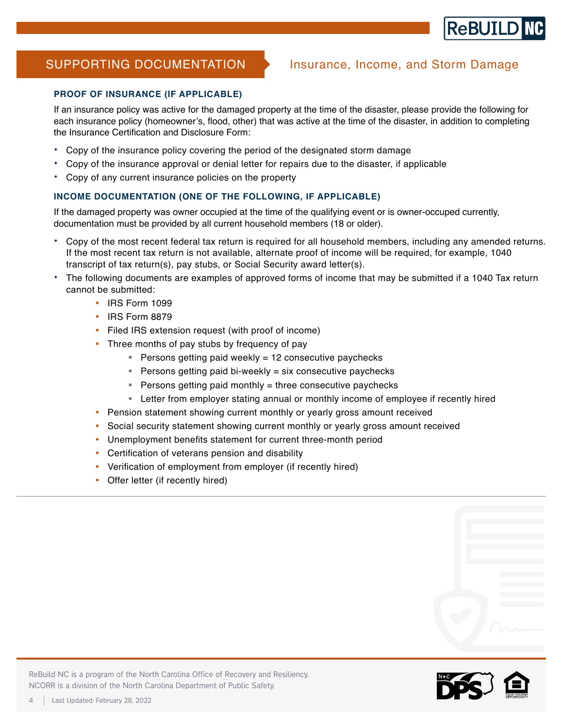## SUPPORTING DOCUMENTATION

### Insurance, Income, and Storm Damage

#### PROOF OF INSURANCE (IF APPLICABLE)

If an insurance policy was active for the damaged property at the time of the disaster, please provide the following for each insurance policy (homeowner's, flood, other) that was active at the time of the disaster, in addition to completing the Insurance Certification and Disclosure Form:

- Copy of the insurance policy covering the period of the designated storm damage
- Copy of the insurance approval or denial letter for repairs due to the disaster, if applicable
- Copy of any current insurance policies on the property

#### INCOME DOCUMENTATION (ONE OF THE FOLLOWING, IF APPLICABLE)

If the damaged property was owner occupied at the time of the qualifying event or is owner-occuped currently, documentation must be provided by all current household members (18 or older).

- Copy of the most recent federal tax return is required for all household members, including any amended returns. If the most recent tax return is not available, alternate proof of income will be required, for example, 1040 transcript of tax return(s), pay stubs, or Social Security award letter(s).
- The following documents are examples of approved forms of income that may be submitted if a 1040 Tax return cannot be submitted:
    - IRS Form 1099
    - IRS Form 8879
    - Filed IRS extension request (with proof of income)
    - Three months of pay stubs by frequency of pay
        - Persons getting paid weekly = 12 consecutive paychecks
        - Persons getting paid bi-weekly = six consecutive paychecks
        - Persons getting paid monthly = three consecutive paychecks
        - Letter from employer stating annual or monthly income of employee if recently hired
    - Pension statement showing current monthly or yearly gross amount received
    - Social security statement showing current monthly or yearly gross amount received
    - Unemployment benefits statement for current three-month period
    - Certification of veterans pension and disability
    - Verification of employment from employer (if recently hired)
    - Offer letter (if recently hired)

ReBuild NC is a program of the North Carolina Office of Recovery and Resiliency.
NCORR is a division of the North Carolina Department of Public Safety.

Last Updated: February 28, 2022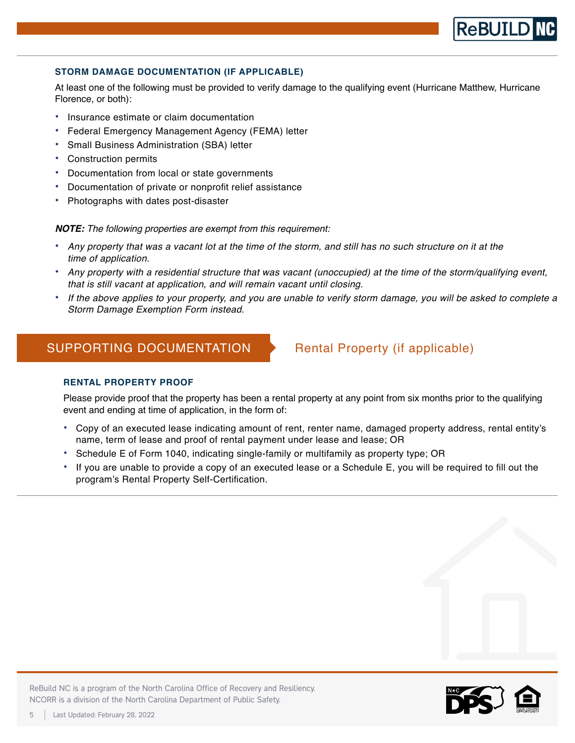### STORM DAMAGE DOCUMENTATION (IF APPLICABLE)

At least one of the following must be provided to verify damage to the qualifying event (Hurricane Matthew, Hurricane Florence, or both):

- Insurance estimate or claim documentation
- Federal Emergency Management Agency (FEMA) letter
- Small Business Administration (SBA) letter
- Construction permits
- Documentation from local or state governments
- Documentation of private or nonprofit relief assistance
- Photographs with dates post-disaster

***NOTE:*** *The following properties are exempt from this requirement:*

- *Any property that was a vacant lot at the time of the storm, and still has no such structure on it at the time of application.*
- *Any property with a residential structure that was vacant (unoccupied) at the time of the storm/qualifying event, that is still vacant at application, and will remain vacant until closing.*
- *If the above applies to your property, and you are unable to verify storm damage, you will be asked to complete a Storm Damage Exemption Form instead.*

## SUPPORTING DOCUMENTATION — Rental Property (if applicable)

### RENTAL PROPERTY PROOF

Please provide proof that the property has been a rental property at any point from six months prior to the qualifying event and ending at time of application, in the form of:

- Copy of an executed lease indicating amount of rent, renter name, damaged property address, rental entity's name, term of lease and proof of rental payment under lease and lease; OR
- Schedule E of Form 1040, indicating single-family or multifamily as property type; OR
- If you are unable to provide a copy of an executed lease or a Schedule E, you will be required to fill out the program's Rental Property Self-Certification.

ReBuild NC is a program of the North Carolina Office of Recovery and Resiliency.
NCORR is a division of the North Carolina Department of Public Safety.

Last Updated: February 28, 2022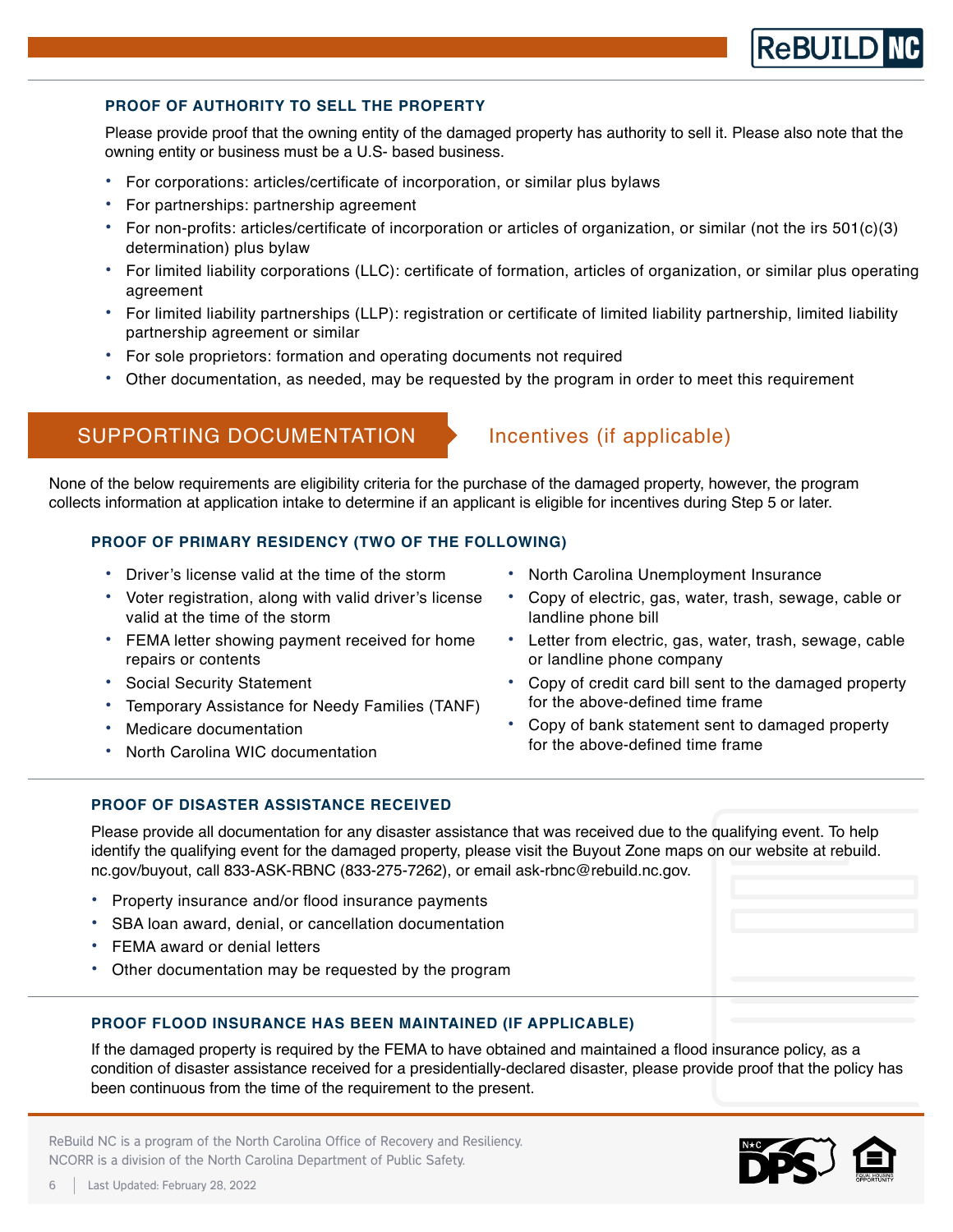### PROOF OF AUTHORITY TO SELL THE PROPERTY

Please provide proof that the owning entity of the damaged property has authority to sell it. Please also note that the owning entity or business must be a U.S- based business.

- For corporations: articles/certificate of incorporation, or similar plus bylaws
- For partnerships: partnership agreement
- For non-profits: articles/certificate of incorporation or articles of organization, or similar (not the irs 501(c)(3) determination) plus bylaw
- For limited liability corporations (LLC): certificate of formation, articles of organization, or similar plus operating agreement
- For limited liability partnerships (LLP): registration or certificate of limited liability partnership, limited liability partnership agreement or similar
- For sole proprietors: formation and operating documents not required
- Other documentation, as needed, may be requested by the program in order to meet this requirement

## SUPPORTING DOCUMENTATION — Incentives (if applicable)

None of the below requirements are eligibility criteria for the purchase of the damaged property, however, the program collects information at application intake to determine if an applicant is eligible for incentives during Step 5 or later.

### PROOF OF PRIMARY RESIDENCY (TWO OF THE FOLLOWING)

- Driver's license valid at the time of the storm
- Voter registration, along with valid driver's license valid at the time of the storm
- FEMA letter showing payment received for home repairs or contents
- Social Security Statement
- Temporary Assistance for Needy Families (TANF)
- Medicare documentation
- North Carolina WIC documentation
- North Carolina Unemployment Insurance
- Copy of electric, gas, water, trash, sewage, cable or landline phone bill
- Letter from electric, gas, water, trash, sewage, cable or landline phone company
- Copy of credit card bill sent to the damaged property for the above-defined time frame
- Copy of bank statement sent to damaged property for the above-defined time frame

### PROOF OF DISASTER ASSISTANCE RECEIVED

Please provide all documentation for any disaster assistance that was received due to the qualifying event. To help identify the qualifying event for the damaged property, please visit the Buyout Zone maps on our website at rebuild.nc.gov/buyout, call 833-ASK-RBNC (833-275-7262), or email ask-rbnc@rebuild.nc.gov.

- Property insurance and/or flood insurance payments
- SBA loan award, denial, or cancellation documentation
- FEMA award or denial letters
- Other documentation may be requested by the program

### PROOF FLOOD INSURANCE HAS BEEN MAINTAINED (IF APPLICABLE)

If the damaged property is required by the FEMA to have obtained and maintained a flood insurance policy, as a condition of disaster assistance received for a presidentially-declared disaster, please provide proof that the policy has been continuous from the time of the requirement to the present.

ReBuild NC is a program of the North Carolina Office of Recovery and Resiliency.
NCORR is a division of the North Carolina Department of Public Safety.

Last Updated: February 28, 2022